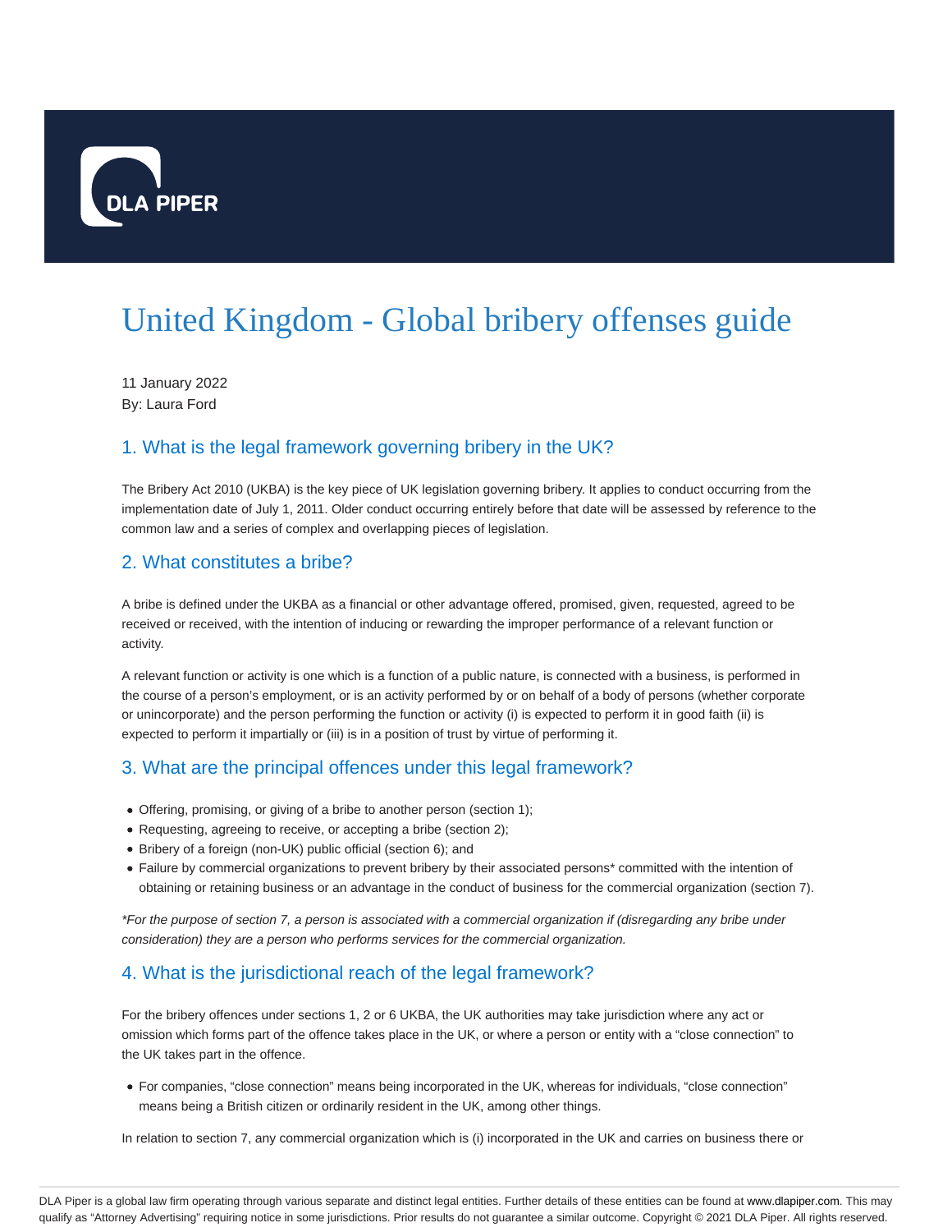# United Kingdom - Global bribery offenses guide

11 January 2022
By: Laura Ford

## 1. What is the legal framework governing bribery in the UK?

The Bribery Act 2010 (UKBA) is the key piece of UK legislation governing bribery. It applies to conduct occurring from the implementation date of July 1, 2011. Older conduct occurring entirely before that date will be assessed by reference to the common law and a series of complex and overlapping pieces of legislation.

## 2. What constitutes a bribe?

A bribe is defined under the UKBA as a financial or other advantage offered, promised, given, requested, agreed to be received or received, with the intention of inducing or rewarding the improper performance of a relevant function or activity.

A relevant function or activity is one which is a function of a public nature, is connected with a business, is performed in the course of a person's employment, or is an activity performed by or on behalf of a body of persons (whether corporate or unincorporate) and the person performing the function or activity (i) is expected to perform it in good faith (ii) is expected to perform it impartially or (iii) is in a position of trust by virtue of performing it.

## 3. What are the principal offences under this legal framework?

- Offering, promising, or giving of a bribe to another person (section 1);
- Requesting, agreeing to receive, or accepting a bribe (section 2);
- Bribery of a foreign (non-UK) public official (section 6); and
- Failure by commercial organizations to prevent bribery by their associated persons* committed with the intention of obtaining or retaining business or an advantage in the conduct of business for the commercial organization (section 7).

*\*For the purpose of section 7, a person is associated with a commercial organization if (disregarding any bribe under consideration) they are a person who performs services for the commercial organization.*

## 4. What is the jurisdictional reach of the legal framework?

For the bribery offences under sections 1, 2 or 6 UKBA, the UK authorities may take jurisdiction where any act or omission which forms part of the offence takes place in the UK, or where a person or entity with a "close connection" to the UK takes part in the offence.

- For companies, "close connection" means being incorporated in the UK, whereas for individuals, "close connection" means being a British citizen or ordinarily resident in the UK, among other things.

In relation to section 7, any commercial organization which is (i) incorporated in the UK and carries on business there or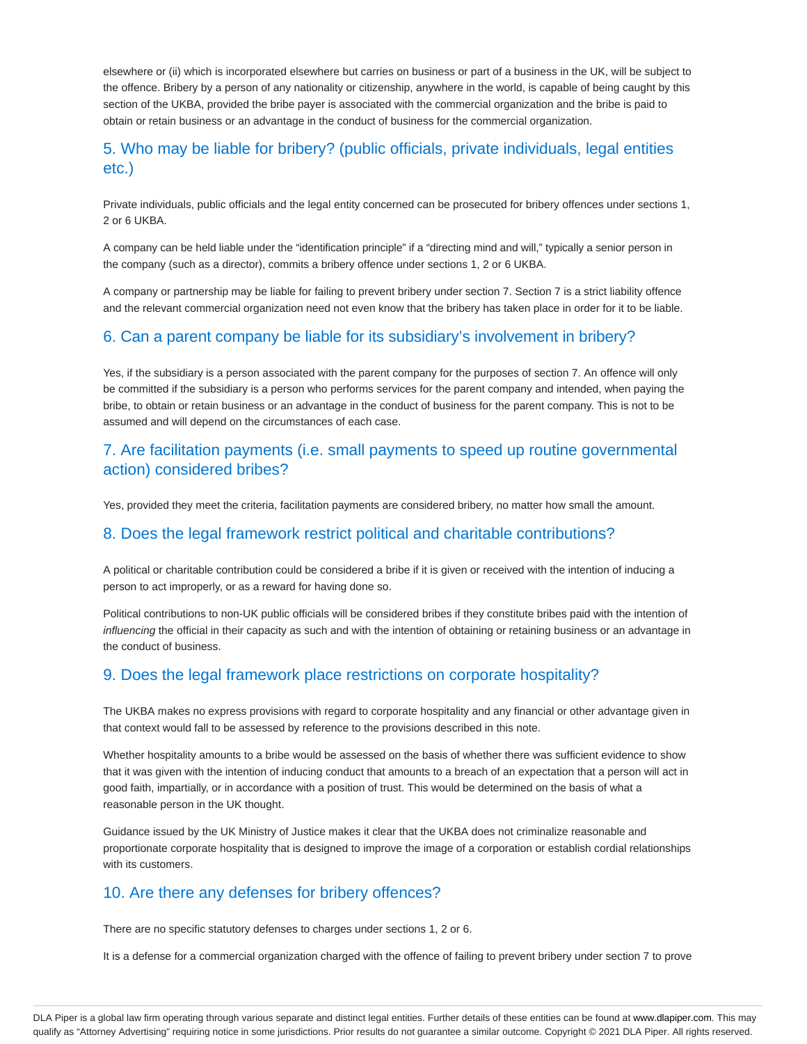elsewhere or (ii) which is incorporated elsewhere but carries on business or part of a business in the UK, will be subject to the offence. Bribery by a person of any nationality or citizenship, anywhere in the world, is capable of being caught by this section of the UKBA, provided the bribe payer is associated with the commercial organization and the bribe is paid to obtain or retain business or an advantage in the conduct of business for the commercial organization.

## 5. Who may be liable for bribery? (public officials, private individuals, legal entities etc.)

Private individuals, public officials and the legal entity concerned can be prosecuted for bribery offences under sections 1, 2 or 6 UKBA.

A company can be held liable under the "identification principle" if a "directing mind and will," typically a senior person in the company (such as a director), commits a bribery offence under sections 1, 2 or 6 UKBA.

A company or partnership may be liable for failing to prevent bribery under section 7. Section 7 is a strict liability offence and the relevant commercial organization need not even know that the bribery has taken place in order for it to be liable.

## 6. Can a parent company be liable for its subsidiary's involvement in bribery?

Yes, if the subsidiary is a person associated with the parent company for the purposes of section 7. An offence will only be committed if the subsidiary is a person who performs services for the parent company and intended, when paying the bribe, to obtain or retain business or an advantage in the conduct of business for the parent company. This is not to be assumed and will depend on the circumstances of each case.

## 7. Are facilitation payments (i.e. small payments to speed up routine governmental action) considered bribes?

Yes, provided they meet the criteria, facilitation payments are considered bribery, no matter how small the amount.

## 8. Does the legal framework restrict political and charitable contributions?

A political or charitable contribution could be considered a bribe if it is given or received with the intention of inducing a person to act improperly, or as a reward for having done so.

Political contributions to non-UK public officials will be considered bribes if they constitute bribes paid with the intention of *influencing* the official in their capacity as such and with the intention of obtaining or retaining business or an advantage in the conduct of business.

## 9. Does the legal framework place restrictions on corporate hospitality?

The UKBA makes no express provisions with regard to corporate hospitality and any financial or other advantage given in that context would fall to be assessed by reference to the provisions described in this note.

Whether hospitality amounts to a bribe would be assessed on the basis of whether there was sufficient evidence to show that it was given with the intention of inducing conduct that amounts to a breach of an expectation that a person will act in good faith, impartially, or in accordance with a position of trust. This would be determined on the basis of what a reasonable person in the UK thought.

Guidance issued by the UK Ministry of Justice makes it clear that the UKBA does not criminalize reasonable and proportionate corporate hospitality that is designed to improve the image of a corporation or establish cordial relationships with its customers.

## 10. Are there any defenses for bribery offences?

There are no specific statutory defenses to charges under sections 1, 2 or 6.

It is a defense for a commercial organization charged with the offence of failing to prevent bribery under section 7 to prove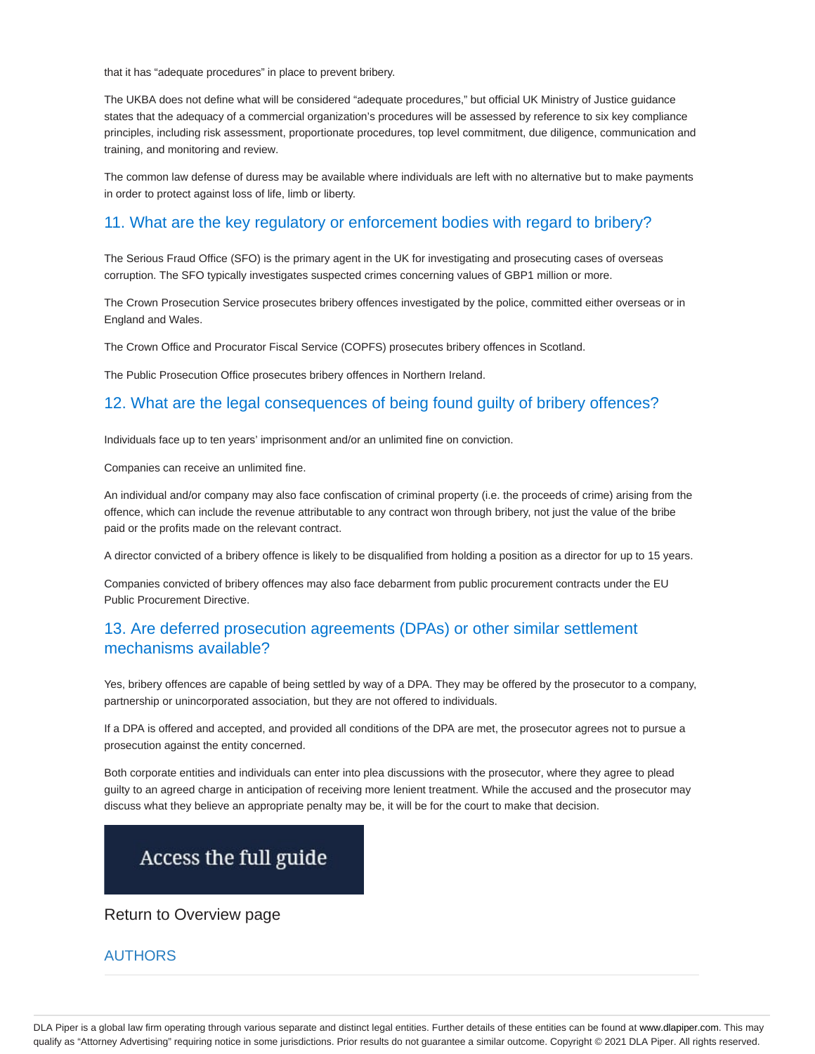that it has "adequate procedures" in place to prevent bribery.

The UKBA does not define what will be considered "adequate procedures," but official UK Ministry of Justice guidance states that the adequacy of a commercial organization's procedures will be assessed by reference to six key compliance principles, including risk assessment, proportionate procedures, top level commitment, due diligence, communication and training, and monitoring and review.

The common law defense of duress may be available where individuals are left with no alternative but to make payments in order to protect against loss of life, limb or liberty.

## 11. What are the key regulatory or enforcement bodies with regard to bribery?

The Serious Fraud Office (SFO) is the primary agent in the UK for investigating and prosecuting cases of overseas corruption. The SFO typically investigates suspected crimes concerning values of GBP1 million or more.

The Crown Prosecution Service prosecutes bribery offences investigated by the police, committed either overseas or in England and Wales.

The Crown Office and Procurator Fiscal Service (COPFS) prosecutes bribery offences in Scotland.

The Public Prosecution Office prosecutes bribery offences in Northern Ireland.

## 12. What are the legal consequences of being found guilty of bribery offences?

Individuals face up to ten years' imprisonment and/or an unlimited fine on conviction.

Companies can receive an unlimited fine.

An individual and/or company may also face confiscation of criminal property (i.e. the proceeds of crime) arising from the offence, which can include the revenue attributable to any contract won through bribery, not just the value of the bribe paid or the profits made on the relevant contract.

A director convicted of a bribery offence is likely to be disqualified from holding a position as a director for up to 15 years.

Companies convicted of bribery offences may also face debarment from public procurement contracts under the EU Public Procurement Directive.

## 13. Are deferred prosecution agreements (DPAs) or other similar settlement mechanisms available?

Yes, bribery offences are capable of being settled by way of a DPA. They may be offered by the prosecutor to a company, partnership or unincorporated association, but they are not offered to individuals.

If a DPA is offered and accepted, and provided all conditions of the DPA are met, the prosecutor agrees not to pursue a prosecution against the entity concerned.

Both corporate entities and individuals can enter into plea discussions with the prosecutor, where they agree to plead guilty to an agreed charge in anticipation of receiving more lenient treatment. While the accused and the prosecutor may discuss what they believe an appropriate penalty may be, it will be for the court to make that decision.

Access the full guide

Return to Overview page

## AUTHORS

DLA Piper is a global law firm operating through various separate and distinct legal entities. Further details of these entities can be found at www.dlapiper.com. This may qualify as "Attorney Advertising" requiring notice in some jurisdictions. Prior results do not guarantee a similar outcome. Copyright © 2021 DLA Piper. All rights reserved.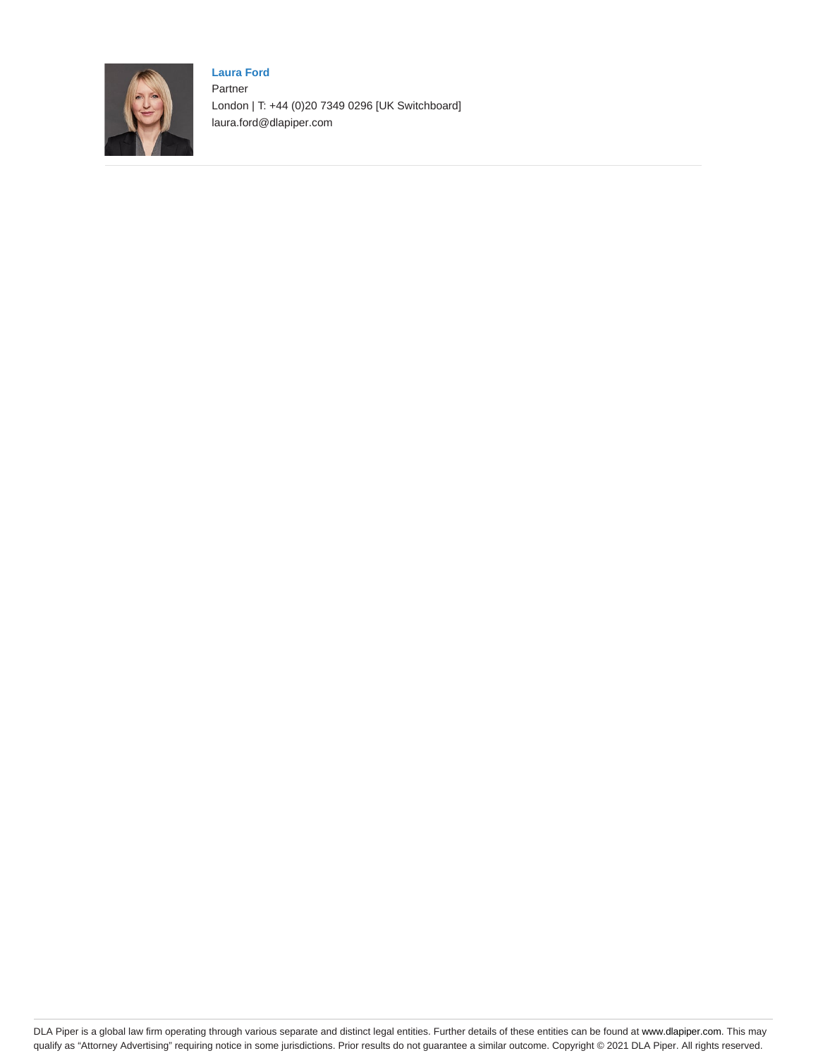**Laura Ford**

Partner

London | T: +44 (0)20 7349 0296 [UK Switchboard]

laura.ford@dlapiper.com

---

DLA Piper is a global law firm operating through various separate and distinct legal entities. Further details of these entities can be found at www.dlapiper.com. This may qualify as “Attorney Advertising” requiring notice in some jurisdictions. Prior results do not guarantee a similar outcome. Copyright © 2021 DLA Piper. All rights reserved.